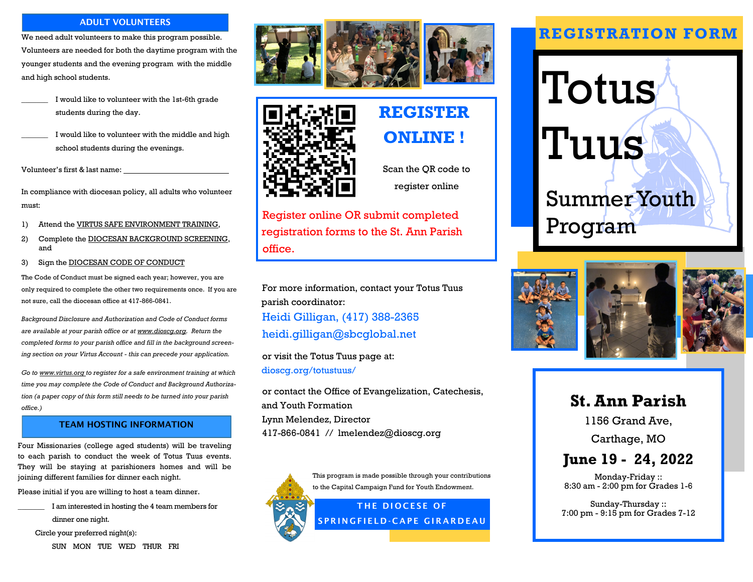## ADULT VOLUNTEERS

We need adult volunteers to make this program possible. Volunteers are needed for both the daytime program with the younger students and the evening program with the middle and high school students.

_______ I would like to volunteer with the 1st-6th grade students during the day.

_______ I would like to volunteer with the middle and high school students during the evenings.

Volunteer's first & last name: ___________________________

In compliance with diocesan policy, all adults who volunteer must:

1) Attend the VIRTUS SAFE ENVIRONMENT TRAINING,
2) Complete the DIOCESAN BACKGROUND SCREENING, and
3) Sign the DIOCESAN CODE OF CONDUCT

The Code of Conduct must be signed each year; however, you are only required to complete the other two requirements once. If you are not sure, call the diocesan office at 417-866-0841.

*Background Disclosure and Authorization and Code of Conduct forms are available at your parish office or at www.dioscg.org. Return the completed forms to your parish office and fill in the background screening section on your Virtus Account - this can precede your application.*

*Go to www.virtus.org to register for a safe environment training at which time you may complete the Code of Conduct and Background Authorization (a paper copy of this form still needs to be turned into your parish office.)*

## TEAM HOSTING INFORMATION

Four Missionaries (college aged students) will be traveling to each parish to conduct the week of Totus Tuus events. They will be staying at parishioners homes and will be joining different families for dinner each night.

Please initial if you are willing to host a team dinner.

_______ I am interested in hosting the 4 team members for dinner one night.

Circle your preferred night(s):

SUN MON TUE WED THUR FRI

## REGISTER ONLINE !

Scan the QR code to register online

Register online OR submit completed registration forms to the St. Ann Parish office.

For more information, contact your Totus Tuus parish coordinator:

Heidi Gilligan, (417) 388-2365

heidi.gilligan@sbcglobal.net

or visit the Totus Tuus page at:

dioscg.org/totustuus/

or contact the Office of Evangelization, Catechesis, and Youth Formation

Lynn Melendez, Director

417-866-0841 // lmelendez@dioscg.org

This program is made possible through your contributions to the Capital Campaign Fund for Youth Endowment.

THE DIOCESE OF SPRINGFIELD-CAPE GIRARDEAU

## REGISTRATION FORM

# Totus Tuus

## Summer Youth Program

### St. Ann Parish

1156 Grand Ave,

Carthage, MO

**June 19 - 24, 2022**

Monday-Friday ::
8:30 am - 2:00 pm for Grades 1-6

Sunday-Thursday ::
7:00 pm - 9:15 pm for Grades 7-12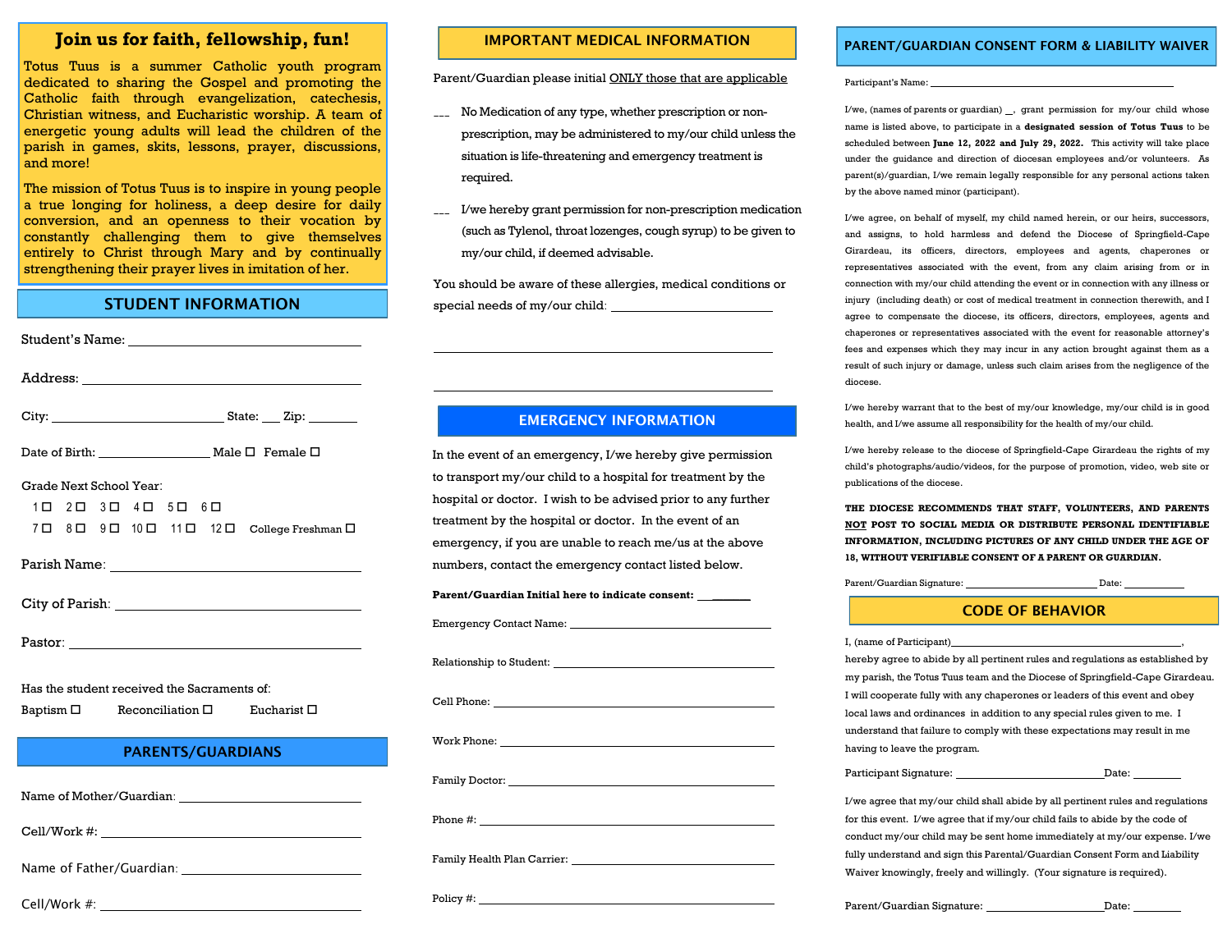# Join us for faith, fellowship, fun!

Totus Tuus is a summer Catholic youth program dedicated to sharing the Gospel and promoting the Catholic faith through evangelization, catechesis, Christian witness, and Eucharistic worship. A team of energetic young adults will lead the children of the parish in games, skits, lessons, prayer, discussions, and more!

The mission of Totus Tuus is to inspire in young people a true longing for holiness, a deep desire for daily conversion, and an openness to their vocation by constantly challenging them to give themselves entirely to Christ through Mary and by continually strengthening their prayer lives in imitation of her.

## STUDENT INFORMATION

Student's Name: ______________________________

Address: ______________________________

City: ____________________ State: ___ Zip: _______

Date of Birth: ______________ Male ☐ Female ☐

Grade Next School Year:

1 ☐ 2 ☐ 3 ☐ 4 ☐ 5 ☐ 6 ☐

7 ☐ 8 ☐ 9 ☐ 10 ☐ 11 ☐ 12 ☐ College Freshman ☐

Parish Name: ______________________________

City of Parish: ______________________________

Pastor: ______________________________

Has the student received the Sacraments of:

Baptism ☐ Reconciliation ☐ Eucharist ☐

## PARENTS/GUARDIANS

Name of Mother/Guardian: ______________________________

Cell/Work #: ______________________________

Name of Father/Guardian: ______________________________

Cell/Work #: ______________________________

## IMPORTANT MEDICAL INFORMATION

Parent/Guardian please initial ONLY those that are applicable

___ No Medication of any type, whether prescription or non-prescription, may be administered to my/our child unless the situation is life-threatening and emergency treatment is required.

___ I/we hereby grant permission for non-prescription medication (such as Tylenol, throat lozenges, cough syrup) to be given to my/our child, if deemed advisable.

You should be aware of these allergies, medical conditions or special needs of my/our child: ______________________________

______________________________

______________________________

## EMERGENCY INFORMATION

In the event of an emergency, I/we hereby give permission to transport my/our child to a hospital for treatment by the hospital or doctor. I wish to be advised prior to any further treatment by the hospital or doctor. In the event of an emergency, if you are unable to reach me/us at the above numbers, contact the emergency contact listed below.

**Parent/Guardian Initial here to indicate consent: ________**

Emergency Contact Name: ______________________________

Relationship to Student: ______________________________

Cell Phone: ______________________________

Work Phone: ______________________________

Family Doctor: ______________________________

Phone #: ______________________________

Family Health Plan Carrier: ______________________________

Policy #: ______________________________

## PARENT/GUARDIAN CONSENT FORM & LIABILITY WAIVER

Participant's Name: ______________________________

I/we, (names of parents or guardian) _, grant permission for my/our child whose name is listed above, to participate in a **designated session of Totus Tuus** to be scheduled between **June 12, 2022 and July 29, 2022.** This activity will take place under the guidance and direction of diocesan employees and/or volunteers. As parent(s)/guardian, I/we remain legally responsible for any personal actions taken by the above named minor (participant).

I/we agree, on behalf of myself, my child named herein, or our heirs, successors, and assigns, to hold harmless and defend the Diocese of Springfield-Cape Girardeau, its officers, directors, employees and agents, chaperones or representatives associated with the event, from any claim arising from or in connection with my/our child attending the event or in connection with any illness or injury (including death) or cost of medical treatment in connection therewith, and I agree to compensate the diocese, its officers, directors, employees, agents and chaperones or representatives associated with the event for reasonable attorney's fees and expenses which they may incur in any action brought against them as a result of such injury or damage, unless such claim arises from the negligence of the diocese.

I/we hereby warrant that to the best of my/our knowledge, my/our child is in good health, and I/we assume all responsibility for the health of my/our child.

I/we hereby release to the diocese of Springfield-Cape Girardeau the rights of my child's photographs/audio/videos, for the purpose of promotion, video, web site or publications of the diocese.

**THE DIOCESE RECOMMENDS THAT STAFF, VOLUNTEERS, AND PARENTS NOT POST TO SOCIAL MEDIA OR DISTRIBUTE PERSONAL IDENTIFIABLE INFORMATION, INCLUDING PICTURES OF ANY CHILD UNDER THE AGE OF 18, WITHOUT VERIFIABLE CONSENT OF A PARENT OR GUARDIAN.**

Parent/Guardian Signature: ____________________ Date: __________

## CODE OF BEHAVIOR

I, (name of Participant)______________________________, hereby agree to abide by all pertinent rules and regulations as established by my parish, the Totus Tuus team and the Diocese of Springfield-Cape Girardeau. I will cooperate fully with any chaperones or leaders of this event and obey local laws and ordinances in addition to any special rules given to me. I understand that failure to comply with these expectations may result in me having to leave the program.

Participant Signature: ____________________ Date: ________

I/we agree that my/our child shall abide by all pertinent rules and regulations for this event. I/we agree that if my/our child fails to abide by the code of conduct my/our child may be sent home immediately at my/our expense. I/we fully understand and sign this Parental/Guardian Consent Form and Liability Waiver knowingly, freely and willingly. (Your signature is required).

Parent/Guardian Signature: ____________________ Date: ________